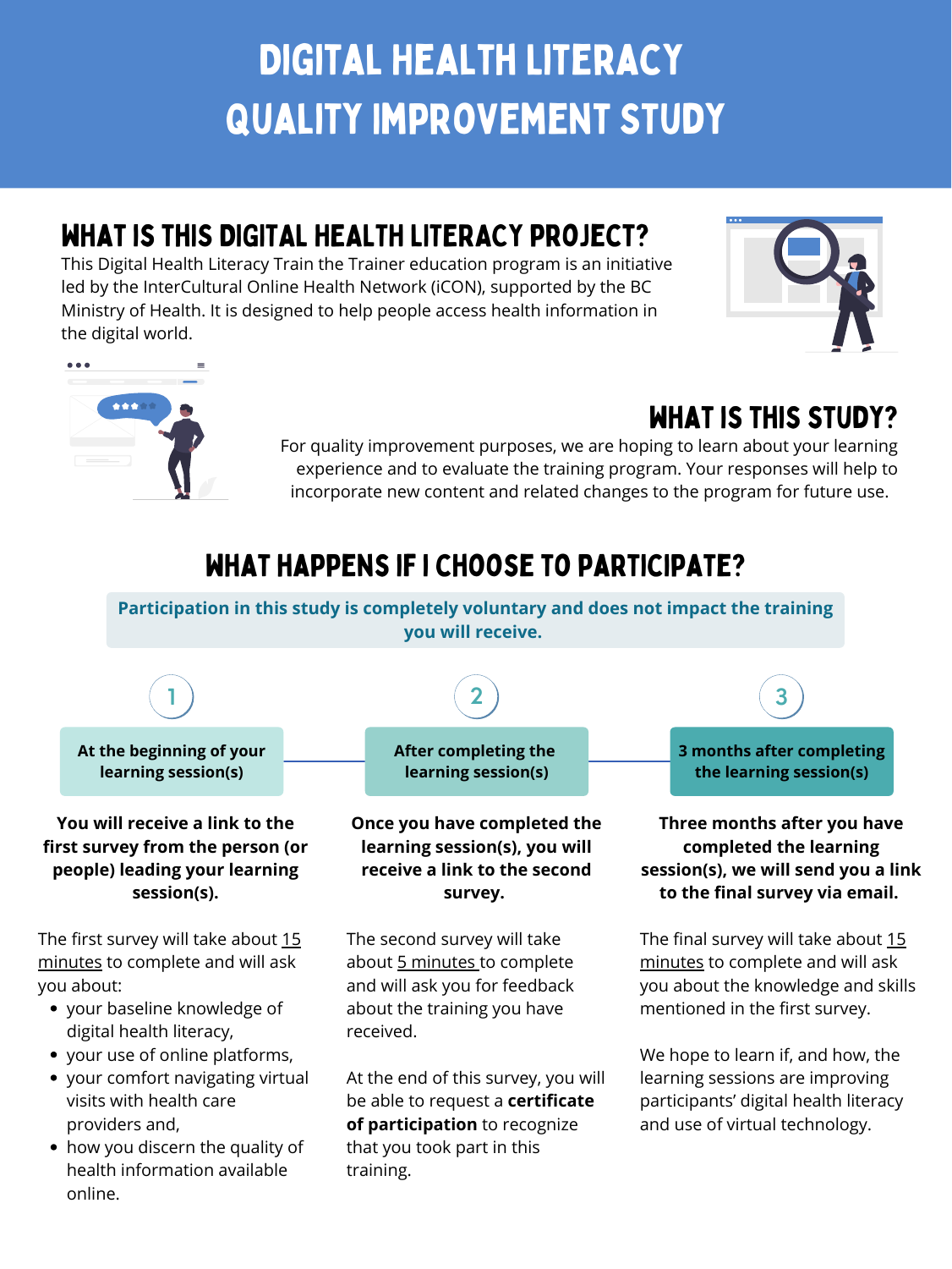# DIGITAL HEALTH LITERACY QUALITY IMPROVEMENT STUDY

## WHAT IS THIS DIGITAL HEALTH LITERACY PROJECT?

This Digital Health Literacy Train the Trainer education program is an initiative led by the InterCultural Online Health Network (iCON), supported by the BC Ministry of Health. It is designed to help people access health information in the digital world.

## WHAT IS THIS STUDY?

For quality improvement purposes, we are hoping to learn about your learning experience and to evaluate the training program. Your responses will help to incorporate new content and related changes to the program for future use.

## WHAT HAPPENS IF I CHOOSE TO PARTICIPATE?

**Participation in this study is completely voluntary and does not impact the training you will receive.**

### 1. At the beginning of your learning session(s)

**You will receive a link to the first survey from the person (or people) leading your learning session(s).**

The first survey will take about 15 minutes to complete and will ask you about:

- your baseline knowledge of digital health literacy,
- your use of online platforms,
- your comfort navigating virtual visits with health care providers and,
- how you discern the quality of health information available online.

### 2. After completing the learning session(s)

**Once you have completed the learning session(s), you will receive a link to the second survey.**

The second survey will take about 5 minutes to complete and will ask you for feedback about the training you have received.

At the end of this survey, you will be able to request a **certificate of participation** to recognize that you took part in this training.

### 3. 3 months after completing the learning session(s)

**Three months after you have completed the learning session(s), we will send you a link to the final survey via email.**

The final survey will take about 15 minutes to complete and will ask you about the knowledge and skills mentioned in the first survey.

We hope to learn if, and how, the learning sessions are improving participants' digital health literacy and use of virtual technology.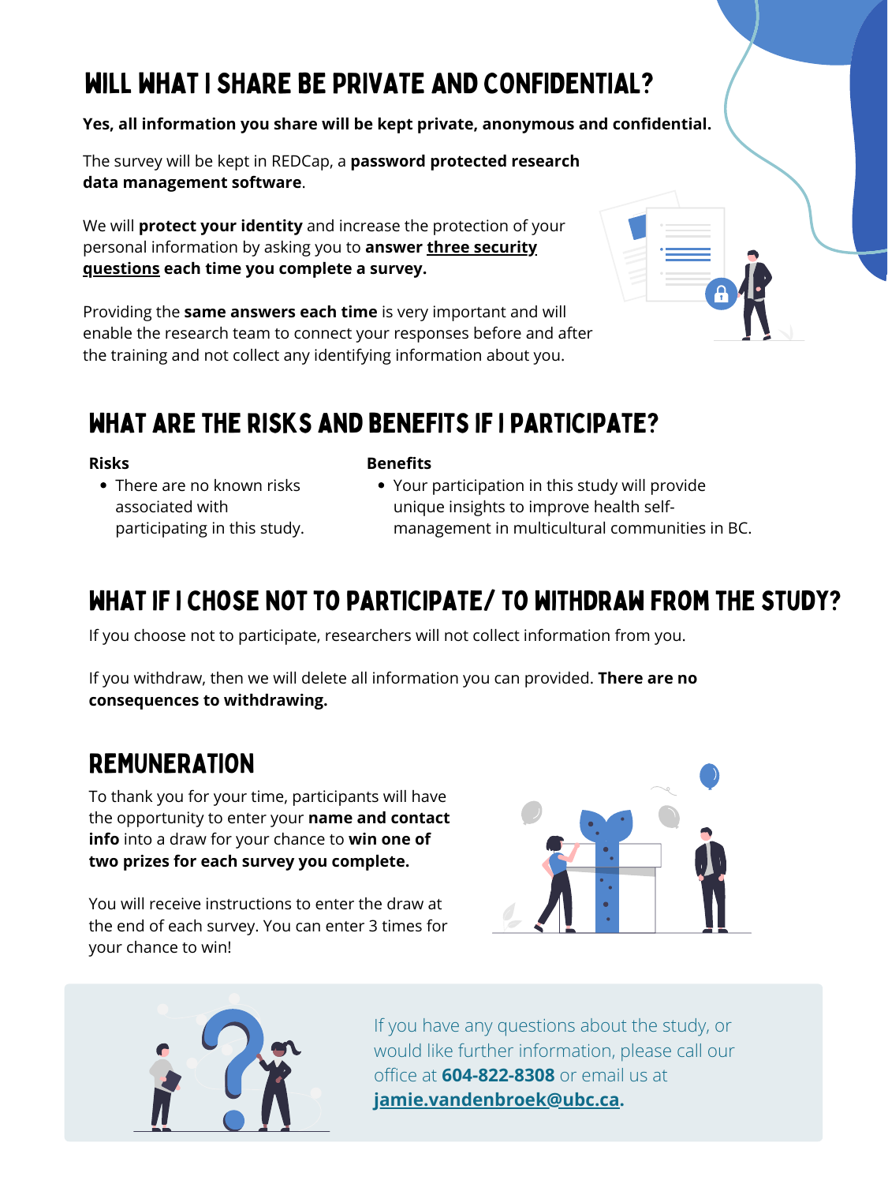# WILL WHAT I SHARE BE PRIVATE AND CONFIDENTIAL?

**Yes, all information you share will be kept private, anonymous and confidential.**

The survey will be kept in REDCap, a **password protected research data management software**.

We will **protect your identity** and increase the protection of your personal information by asking you to **answer three security questions each time you complete a survey.**

Providing the **same answers each time** is very important and will enable the research team to connect your responses before and after the training and not collect any identifying information about you.

# WHAT ARE THE RISKS AND BENEFITS IF I PARTICIPATE?

**Risks**

- There are no known risks associated with participating in this study.

**Benefits**

- Your participation in this study will provide unique insights to improve health self-management in multicultural communities in BC.

# WHAT IF I CHOSE NOT TO PARTICIPATE/ TO WITHDRAW FROM THE STUDY?

If you choose not to participate, researchers will not collect information from you.

If you withdraw, then we will delete all information you can provided. **There are no consequences to withdrawing.**

# REMUNERATION

To thank you for your time, participants will have the opportunity to enter your **name and contact info** into a draw for your chance to **win one of two prizes for each survey you complete.**

You will receive instructions to enter the draw at the end of each survey. You can enter 3 times for your chance to win!

If you have any questions about the study, or would like further information, please call our office at **604-822-8308** or email us at **jamie.vandenbroek@ubc.ca**.